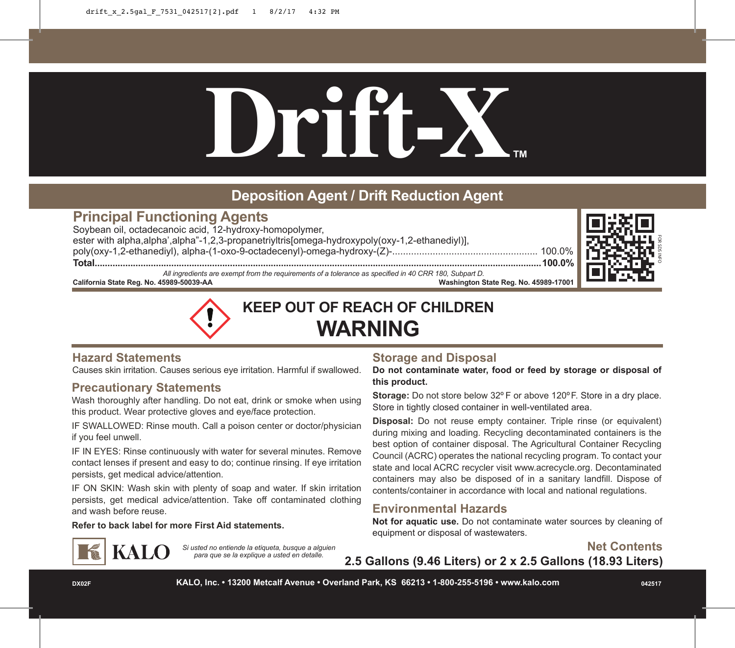# Drift-X™

## Deposition Agent / Drift Reduction Agent

### Principal Functioning Agents

Soybean oil, octadecanoic acid, 12-hydroxy-homopolymer, ester with alpha,alpha',alpha"-1,2,3-propanetriyltris[omega-hydroxypoly(oxy-1,2-ethanediyl)], poly(oxy-1,2-ethanediyl), alpha-(1-oxo-9-octadecenyl)-omega-hydroxy-(Z)-...... 100.0%

**Total...... 100.0%**

*All ingredients are exempt from the requirements of a tolerance as specified in 40 CRR 180, Subpart D.*

**California State Reg. No. 45989-50039-AA**

**Washington State Reg. No. 45989-17001**

FOR SDS INFO

## KEEP OUT OF REACH OF CHILDREN

# WARNING

### Hazard Statements

Causes skin irritation. Causes serious eye irritation. Harmful if swallowed.

### Precautionary Statements

Wash thoroughly after handling. Do not eat, drink or smoke when using this product. Wear protective gloves and eye/face protection.

IF SWALLOWED: Rinse mouth. Call a poison center or doctor/physician if you feel unwell.

IF IN EYES: Rinse continuously with water for several minutes. Remove contact lenses if present and easy to do; continue rinsing. If eye irritation persists, get medical advice/attention.

IF ON SKIN: Wash skin with plenty of soap and water. If skin irritation persists, get medical advice/attention. Take off contaminated clothing and wash before reuse.

**Refer to back label for more First Aid statements.**

### Storage and Disposal

**Do not contaminate water, food or feed by storage or disposal of this product.**

**Storage:** Do not store below 32º F or above 120º F. Store in a dry place. Store in tightly closed container in well-ventilated area.

**Disposal:** Do not reuse empty container. Triple rinse (or equivalent) during mixing and loading. Recycling decontaminated containers is the best option of container disposal. The Agricultural Container Recycling Council (ACRC) operates the national recycling program. To contact your state and local ACRC recycler visit www.acrecycle.org. Decontaminated containers may also be disposed of in a sanitary landfill. Dispose of contents/container in accordance with local and national regulations.

### Environmental Hazards

**Not for aquatic use.** Do not contaminate water sources by cleaning of equipment or disposal of wastewaters.

KALO

*Si usted no entiende la etiqueta, busque a alguien para que se la explique a usted en detalle.*

### Net Contents

**2.5 Gallons (9.46 Liters) or 2 x 2.5 Gallons (18.93 Liters)**

DX02F

**KALO, Inc. • 13200 Metcalf Avenue • Overland Park, KS 66213 • 1-800-255-5196 • www.kalo.com**

042517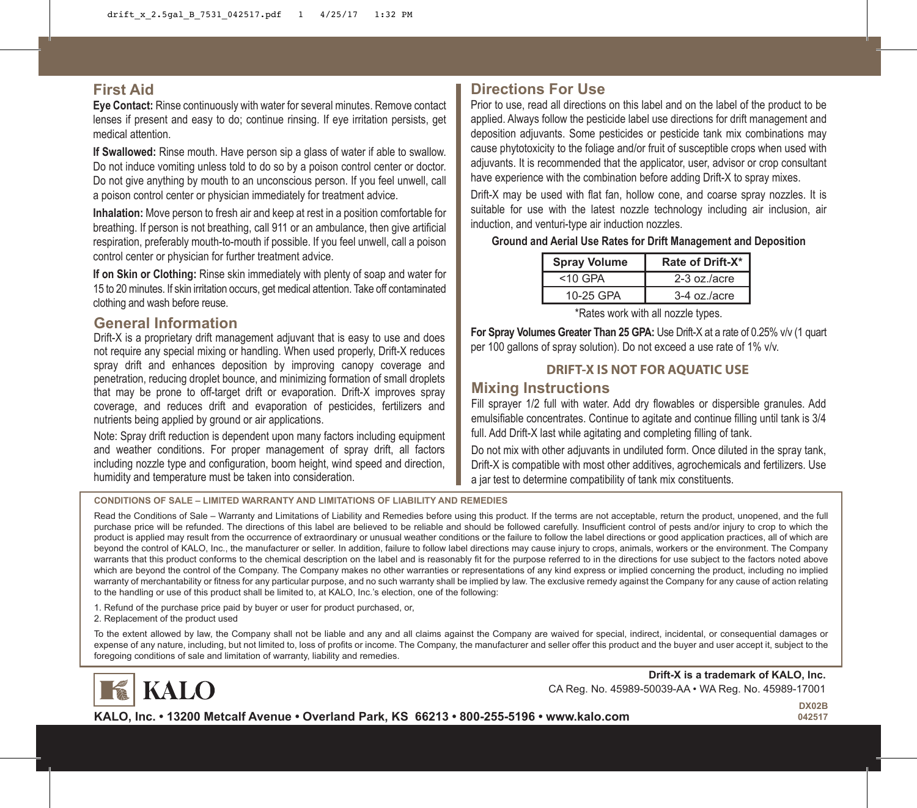## First Aid

**Eye Contact:** Rinse continuously with water for several minutes. Remove contact lenses if present and easy to do; continue rinsing. If eye irritation persists, get medical attention.

**If Swallowed:** Rinse mouth. Have person sip a glass of water if able to swallow. Do not induce vomiting unless told to do so by a poison control center or doctor. Do not give anything by mouth to an unconscious person. If you feel unwell, call a poison control center or physician immediately for treatment advice.

**Inhalation:** Move person to fresh air and keep at rest in a position comfortable for breathing. If person is not breathing, call 911 or an ambulance, then give artificial respiration, preferably mouth-to-mouth if possible. If you feel unwell, call a poison control center or physician for further treatment advice.

**If on Skin or Clothing:** Rinse skin immediately with plenty of soap and water for 15 to 20 minutes. If skin irritation occurs, get medical attention. Take off contaminated clothing and wash before reuse.

## General Information

Drift-X is a proprietary drift management adjuvant that is easy to use and does not require any special mixing or handling. When used properly, Drift-X reduces spray drift and enhances deposition by improving canopy coverage and penetration, reducing droplet bounce, and minimizing formation of small droplets that may be prone to off-target drift or evaporation. Drift-X improves spray coverage, and reduces drift and evaporation of pesticides, fertilizers and nutrients being applied by ground or air applications.

Note: Spray drift reduction is dependent upon many factors including equipment and weather conditions. For proper management of spray drift, all factors including nozzle type and configuration, boom height, wind speed and direction, humidity and temperature must be taken into consideration.

## Directions For Use

Prior to use, read all directions on this label and on the label of the product to be applied. Always follow the pesticide label use directions for drift management and deposition adjuvants. Some pesticides or pesticide tank mix combinations may cause phytotoxicity to the foliage and/or fruit of susceptible crops when used with adjuvants. It is recommended that the applicator, user, advisor or crop consultant have experience with the combination before adding Drift-X to spray mixes.

Drift-X may be used with flat fan, hollow cone, and coarse spray nozzles. It is suitable for use with the latest nozzle technology including air inclusion, air induction, and venturi-type air induction nozzles.

**Ground and Aerial Use Rates for Drift Management and Deposition**

| Spray Volume | Rate of Drift-X* |
|---|---|
| <10 GPA | 2-3 oz./acre |
| 10-25 GPA | 3-4 oz./acre |

*Rates work with all nozzle types.

**For Spray Volumes Greater Than 25 GPA:** Use Drift-X at a rate of 0.25% v/v (1 quart per 100 gallons of spray solution). Do not exceed a use rate of 1% v/v.

**DRIFT-X IS NOT FOR AQUATIC USE**

## Mixing Instructions

Fill sprayer 1/2 full with water. Add dry flowables or dispersible granules. Add emulsifiable concentrates. Continue to agitate and continue filling until tank is 3/4 full. Add Drift-X last while agitating and completing filling of tank.

Do not mix with other adjuvants in undiluted form. Once diluted in the spray tank, Drift-X is compatible with most other additives, agrochemicals and fertilizers. Use a jar test to determine compatibility of tank mix constituents.

### CONDITIONS OF SALE – LIMITED WARRANTY AND LIMITATIONS OF LIABILITY AND REMEDIES

Read the Conditions of Sale – Warranty and Limitations of Liability and Remedies before using this product. If the terms are not acceptable, return the product, unopened, and the full purchase price will be refunded. The directions of this label are believed to be reliable and should be followed carefully. Insufficient control of pests and/or injury to crop to which the product is applied may result from the occurrence of extraordinary or unusual weather conditions or the failure to follow the label directions or good application practices, all of which are beyond the control of KALO, Inc., the manufacturer or seller. In addition, failure to follow label directions may cause injury to crops, animals, workers or the environment. The Company warrants that this product conforms to the chemical description on the label and is reasonably fit for the purpose referred to in the directions for use subject to the factors noted above which are beyond the control of the Company. The Company makes no other warranties or representations of any kind express or implied concerning the product, including no implied warranty of merchantability or fitness for any particular purpose, and no such warranty shall be implied by law. The exclusive remedy against the Company for any cause of action relating to the handling or use of this product shall be limited to, at KALO, Inc.'s election, one of the following:

1. Refund of the purchase price paid by buyer or user for product purchased, or,
2. Replacement of the product used

To the extent allowed by law, the Company shall not be liable and any and all claims against the Company are waived for special, indirect, incidental, or consequential damages or expense of any nature, including, but not limited to, loss of profits or income. The Company, the manufacturer and seller offer this product and the buyer and user accept it, subject to the foregoing conditions of sale and limitation of warranty, liability and remedies.

KALO

**Drift-X is a trademark of KALO, Inc.**

CA Reg. No. 45989-50039-AA • WA Reg. No. 45989-17001

**KALO, Inc. • 13200 Metcalf Avenue • Overland Park, KS 66213 • 800-255-5196 • www.kalo.com**

DX02B
042517